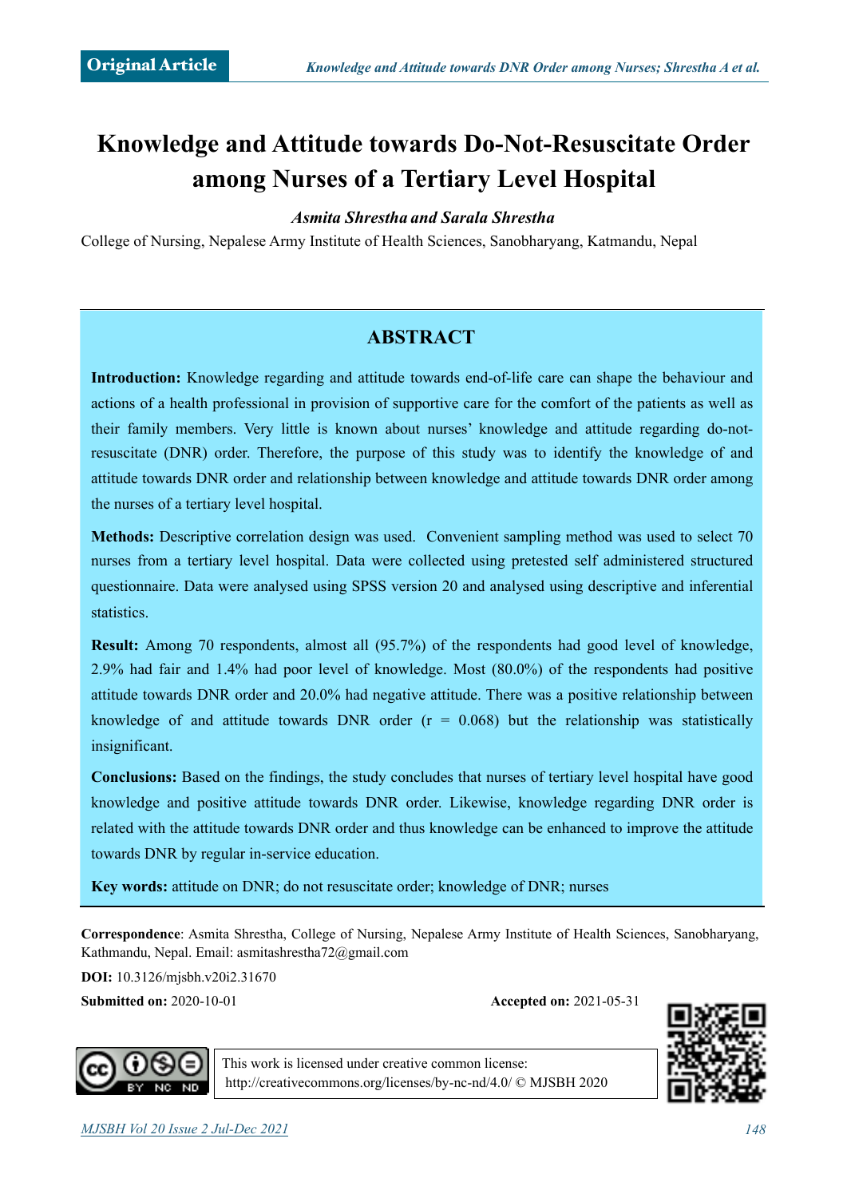Original Article

# Knowledge and Attitude towards Do-Not-Resuscitate Order among Nurses of a Tertiary Level Hospital

***Asmita Shrestha and Sarala Shrestha***

College of Nursing, Nepalese Army Institute of Health Sciences, Sanobharyang, Katmandu, Nepal

## ABSTRACT

**Introduction:** Knowledge regarding and attitude towards end-of-life care can shape the behaviour and actions of a health professional in provision of supportive care for the comfort of the patients as well as their family members. Very little is known about nurses' knowledge and attitude regarding do-not-resuscitate (DNR) order. Therefore, the purpose of this study was to identify the knowledge of and attitude towards DNR order and relationship between knowledge and attitude towards DNR order among the nurses of a tertiary level hospital.

**Methods:** Descriptive correlation design was used. Convenient sampling method was used to select 70 nurses from a tertiary level hospital. Data were collected using pretested self administered structured questionnaire. Data were analysed using SPSS version 20 and analysed using descriptive and inferential statistics.

**Result:** Among 70 respondents, almost all (95.7%) of the respondents had good level of knowledge, 2.9% had fair and 1.4% had poor level of knowledge. Most (80.0%) of the respondents had positive attitude towards DNR order and 20.0% had negative attitude. There was a positive relationship between knowledge of and attitude towards DNR order ($r = 0.068$) but the relationship was statistically insignificant.

**Conclusions:** Based on the findings, the study concludes that nurses of tertiary level hospital have good knowledge and positive attitude towards DNR order. Likewise, knowledge regarding DNR order is related with the attitude towards DNR order and thus knowledge can be enhanced to improve the attitude towards DNR by regular in-service education.

**Key words:** attitude on DNR; do not resuscitate order; knowledge of DNR; nurses

**Correspondence**: Asmita Shrestha, College of Nursing, Nepalese Army Institute of Health Sciences, Sanobharyang, Kathmandu, Nepal. Email: asmitashrestha72@gmail.com

**DOI:** 10.3126/mjsbh.v20i2.31670

**Submitted on:** 2020-10-01 **Accepted on:** 2021-05-31

This work is licensed under creative common license: http://creativecommons.org/licenses/by-nc-nd/4.0/ © MJSBH 2020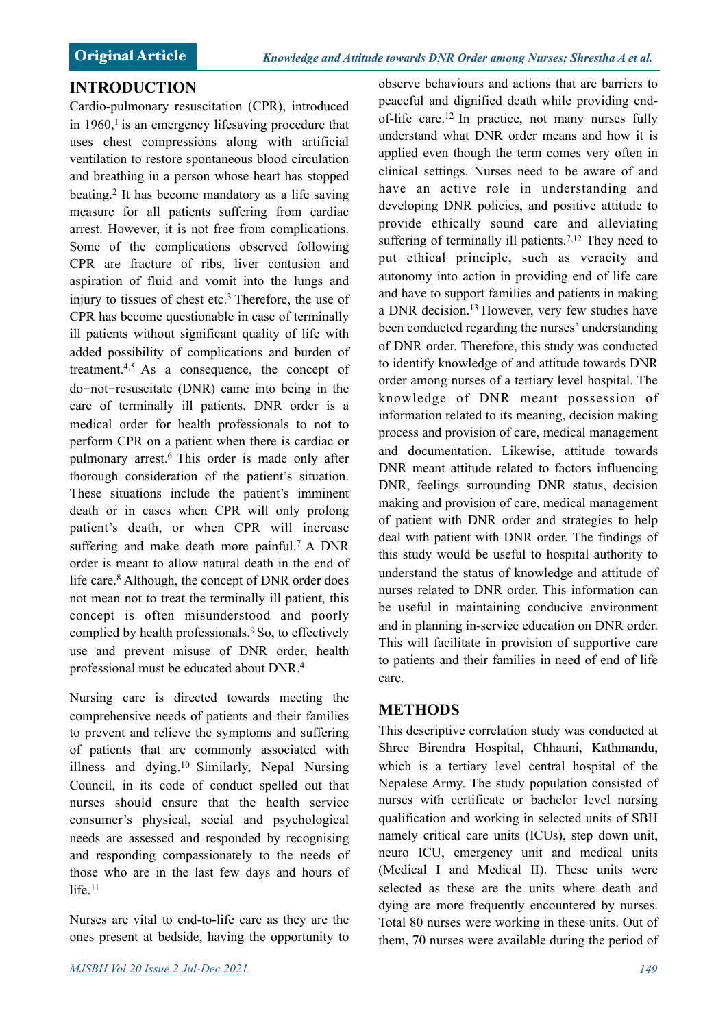## INTRODUCTION

Cardio-pulmonary resuscitation (CPR), introduced in 1960,[1] is an emergency lifesaving procedure that uses chest compressions along with artificial ventilation to restore spontaneous blood circulation and breathing in a person whose heart has stopped beating.[2] It has become mandatory as a life saving measure for all patients suffering from cardiac arrest. However, it is not free from complications. Some of the complications observed following CPR are fracture of ribs, liver contusion and aspiration of fluid and vomit into the lungs and injury to tissues of chest etc.[3] Therefore, the use of CPR has become questionable in case of terminally ill patients without significant quality of life with added possibility of complications and burden of treatment.[4,5] As a consequence, the concept of do-not-resuscitate (DNR) came into being in the care of terminally ill patients. DNR order is a medical order for health professionals to not to perform CPR on a patient when there is cardiac or pulmonary arrest.[6] This order is made only after thorough consideration of the patient's situation. These situations include the patient's imminent death or in cases when CPR will only prolong patient's death, or when CPR will increase suffering and make death more painful.[7] A DNR order is meant to allow natural death in the end of life care.[8] Although, the concept of DNR order does not mean not to treat the terminally ill patient, this concept is often misunderstood and poorly complied by health professionals.[9] So, to effectively use and prevent misuse of DNR order, health professional must be educated about DNR.[4]

Nursing care is directed towards meeting the comprehensive needs of patients and their families to prevent and relieve the symptoms and suffering of patients that are commonly associated with illness and dying.[10] Similarly, Nepal Nursing Council, in its code of conduct spelled out that nurses should ensure that the health service consumer's physical, social and psychological needs are assessed and responded by recognising and responding compassionately to the needs of those who are in the last few days and hours of life.[11]

Nurses are vital to end-to-life care as they are the ones present at bedside, having the opportunity to observe behaviours and actions that are barriers to peaceful and dignified death while providing end-of-life care.[12] In practice, not many nurses fully understand what DNR order means and how it is applied even though the term comes very often in clinical settings. Nurses need to be aware of and have an active role in understanding and developing DNR policies, and positive attitude to provide ethically sound care and alleviating suffering of terminally ill patients.[7,12] They need to put ethical principle, such as veracity and autonomy into action in providing end of life care and have to support families and patients in making a DNR decision.[13] However, very few studies have been conducted regarding the nurses' understanding of DNR order. Therefore, this study was conducted to identify knowledge of and attitude towards DNR order among nurses of a tertiary level hospital. The knowledge of DNR meant possession of information related to its meaning, decision making process and provision of care, medical management and documentation. Likewise, attitude towards DNR meant attitude related to factors influencing DNR, feelings surrounding DNR status, decision making and provision of care, medical management of patient with DNR order and strategies to help deal with patient with DNR order. The findings of this study would be useful to hospital authority to understand the status of knowledge and attitude of nurses related to DNR order. This information can be useful in maintaining conducive environment and in planning in-service education on DNR order. This will facilitate in provision of supportive care to patients and their families in need of end of life care.

## METHODS

This descriptive correlation study was conducted at Shree Birendra Hospital, Chhauni, Kathmandu, which is a tertiary level central hospital of the Nepalese Army. The study population consisted of nurses with certificate or bachelor level nursing qualification and working in selected units of SBH namely critical care units (ICUs), step down unit, neuro ICU, emergency unit and medical units (Medical I and Medical II). These units were selected as these are the units where death and dying are more frequently encountered by nurses. Total 80 nurses were working in these units. Out of them, 70 nurses were available during the period of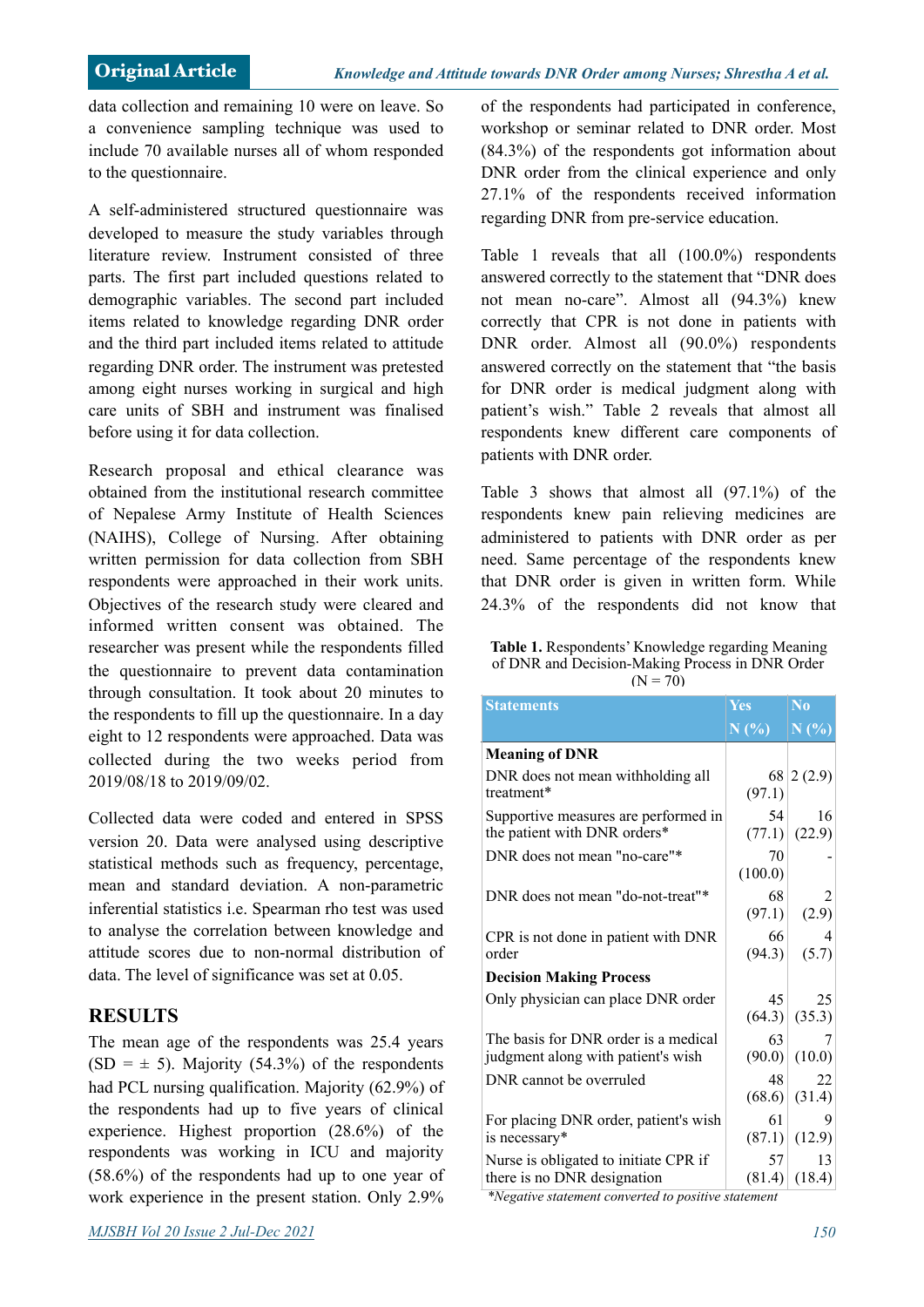data collection and remaining 10 were on leave. So a convenience sampling technique was used to include 70 available nurses all of whom responded to the questionnaire.

A self-administered structured questionnaire was developed to measure the study variables through literature review. Instrument consisted of three parts. The first part included questions related to demographic variables. The second part included items related to knowledge regarding DNR order and the third part included items related to attitude regarding DNR order. The instrument was pretested among eight nurses working in surgical and high care units of SBH and instrument was finalised before using it for data collection.

Research proposal and ethical clearance was obtained from the institutional research committee of Nepalese Army Institute of Health Sciences (NAIHS), College of Nursing. After obtaining written permission for data collection from SBH respondents were approached in their work units. Objectives of the research study were cleared and informed written consent was obtained. The researcher was present while the respondents filled the questionnaire to prevent data contamination through consultation. It took about 20 minutes to the respondents to fill up the questionnaire. In a day eight to 12 respondents were approached. Data was collected during the two weeks period from 2019/08/18 to 2019/09/02.

Collected data were coded and entered in SPSS version 20. Data were analysed using descriptive statistical methods such as frequency, percentage, mean and standard deviation. A non-parametric inferential statistics i.e. Spearman rho test was used to analyse the correlation between knowledge and attitude scores due to non-normal distribution of data. The level of significance was set at 0.05.

## RESULTS

The mean age of the respondents was 25.4 years (SD = ± 5). Majority (54.3%) of the respondents had PCL nursing qualification. Majority (62.9%) of the respondents had up to five years of clinical experience. Highest proportion (28.6%) of the respondents was working in ICU and majority (58.6%) of the respondents had up to one year of work experience in the present station. Only 2.9% of the respondents had participated in conference, workshop or seminar related to DNR order. Most (84.3%) of the respondents got information about DNR order from the clinical experience and only 27.1% of the respondents received information regarding DNR from pre-service education.

Table 1 reveals that all (100.0%) respondents answered correctly to the statement that "DNR does not mean no-care". Almost all (94.3%) knew correctly that CPR is not done in patients with DNR order. Almost all (90.0%) respondents answered correctly on the statement that "the basis for DNR order is medical judgment along with patient's wish." Table 2 reveals that almost all respondents knew different care components of patients with DNR order.

Table 3 shows that almost all (97.1%) of the respondents knew pain relieving medicines are administered to patients with DNR order as per need. Same percentage of the respondents knew that DNR order is given in written form. While 24.3% of the respondents did not know that

**Table 1.** Respondents' Knowledge regarding Meaning of DNR and Decision-Making Process in DNR Order (N = 70)

| Statements | Yes N (%) | No N (%) |
|---|---|---|
| **Meaning of DNR** | | |
| DNR does not mean withholding all treatment* | 68 (97.1) | 2 (2.9) |
| Supportive measures are performed in the patient with DNR orders* | 54 (77.1) | 16 (22.9) |
| DNR does not mean "no-care"* | 70 (100.0) | - |
| DNR does not mean "do-not-treat"* | 68 (97.1) | 2 (2.9) |
| CPR is not done in patient with DNR order | 66 (94.3) | 4 (5.7) |
| **Decision Making Process** | | |
| Only physician can place DNR order | 45 (64.3) | 25 (35.3) |
| The basis for DNR order is a medical judgment along with patient's wish | 63 (90.0) | 7 (10.0) |
| DNR cannot be overruled | 48 (68.6) | 22 (31.4) |
| For placing DNR order, patient's wish is necessary* | 61 (87.1) | 9 (12.9) |
| Nurse is obligated to initiate CPR if there is no DNR designation | 57 (81.4) | 13 (18.4) |

*\*Negative statement converted to positive statement*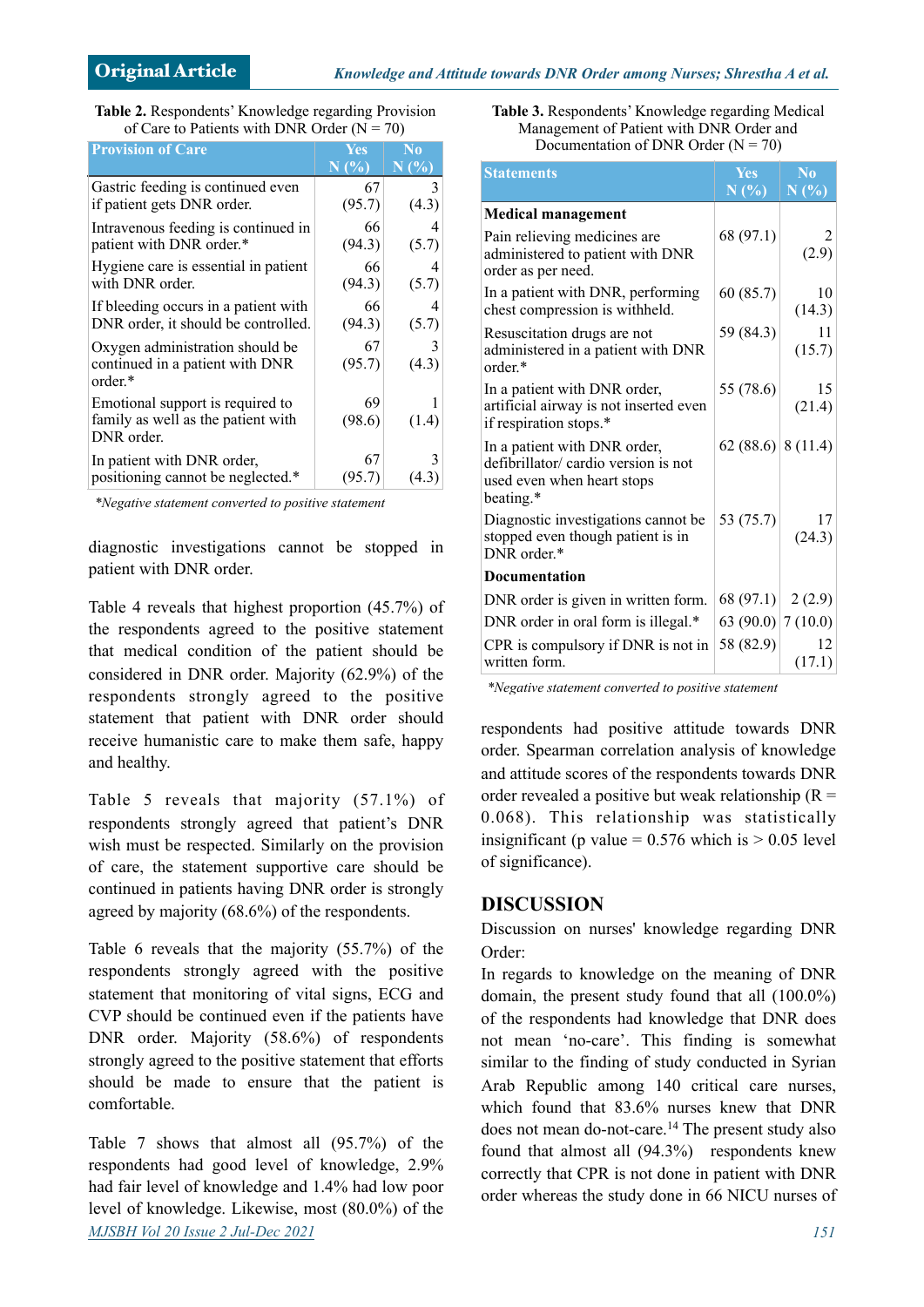**Table 2.** Respondents' Knowledge regarding Provision of Care to Patients with DNR Order (N = 70)

| Provision of Care | Yes N (%) | No N (%) |
|---|---|---|
| Gastric feeding is continued even if patient gets DNR order. | 67 (95.7) | 3 (4.3) |
| Intravenous feeding is continued in patient with DNR order.* | 66 (94.3) | 4 (5.7) |
| Hygiene care is essential in patient with DNR order. | 66 (94.3) | 4 (5.7) |
| If bleeding occurs in a patient with DNR order, it should be controlled. | 66 (94.3) | 4 (5.7) |
| Oxygen administration should be continued in a patient with DNR order.* | 67 (95.7) | 3 (4.3) |
| Emotional support is required to family as well as the patient with DNR order. | 69 (98.6) | 1 (1.4) |
| In patient with DNR order, positioning cannot be neglected.* | 67 (95.7) | 3 (4.3) |

*\*Negative statement converted to positive statement*

diagnostic investigations cannot be stopped in patient with DNR order.

Table 4 reveals that highest proportion (45.7%) of the respondents agreed to the positive statement that medical condition of the patient should be considered in DNR order. Majority (62.9%) of the respondents strongly agreed to the positive statement that patient with DNR order should receive humanistic care to make them safe, happy and healthy.

Table 5 reveals that majority (57.1%) of respondents strongly agreed that patient's DNR wish must be respected. Similarly on the provision of care, the statement supportive care should be continued in patients having DNR order is strongly agreed by majority (68.6%) of the respondents.

Table 6 reveals that the majority (55.7%) of the respondents strongly agreed with the positive statement that monitoring of vital signs, ECG and CVP should be continued even if the patients have DNR order. Majority (58.6%) of respondents strongly agreed to the positive statement that efforts should be made to ensure that the patient is comfortable.

Table 7 shows that almost all (95.7%) of the respondents had good level of knowledge, 2.9% had fair level of knowledge and 1.4% had low poor level of knowledge. Likewise, most (80.0%) of the respondents had positive attitude towards DNR order. Spearman correlation analysis of knowledge and attitude scores of the respondents towards DNR order revealed a positive but weak relationship (R = 0.068). This relationship was statistically insignificant (p value = 0.576 which is > 0.05 level of significance).

**Table 3.** Respondents' Knowledge regarding Medical Management of Patient with DNR Order and Documentation of DNR Order (N = 70)

| Statements | Yes N (%) | No N (%) |
|---|---|---|
| **Medical management** | | |
| Pain relieving medicines are administered to patient with DNR order as per need. | 68 (97.1) | 2 (2.9) |
| In a patient with DNR, performing chest compression is withheld. | 60 (85.7) | 10 (14.3) |
| Resuscitation drugs are not administered in a patient with DNR order.* | 59 (84.3) | 11 (15.7) |
| In a patient with DNR order, artificial airway is not inserted even if respiration stops.* | 55 (78.6) | 15 (21.4) |
| In a patient with DNR order, defibrillator/ cardio version is not used even when heart stops beating.* | 62 (88.6) | 8 (11.4) |
| Diagnostic investigations cannot be stopped even though patient is in DNR order.* | 53 (75.7) | 17 (24.3) |
| **Documentation** | | |
| DNR order is given in written form. | 68 (97.1) | 2 (2.9) |
| DNR order in oral form is illegal.* | 63 (90.0) | 7 (10.0) |
| CPR is compulsory if DNR is not in written form. | 58 (82.9) | 12 (17.1) |

*\*Negative statement converted to positive statement*

## DISCUSSION

Discussion on nurses' knowledge regarding DNR Order:

In regards to knowledge on the meaning of DNR domain, the present study found that all (100.0%) of the respondents had knowledge that DNR does not mean 'no-care'. This finding is somewhat similar to the finding of study conducted in Syrian Arab Republic among 140 critical care nurses, which found that 83.6% nurses knew that DNR does not mean do-not-care.[14] The present study also found that almost all (94.3%) respondents knew correctly that CPR is not done in patient with DNR order whereas the study done in 66 NICU nurses of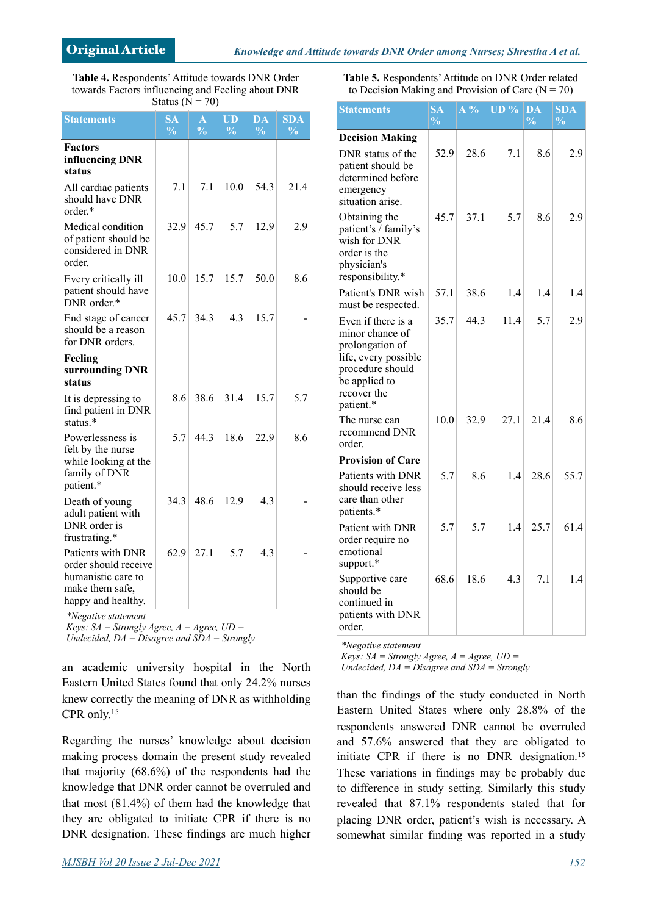Table 4. Respondents' Attitude towards DNR Order towards Factors influencing and Feeling about DNR Status (N = 70)

| Statements | SA % | A % | UD % | DA % | SDA % |
|---|---|---|---|---|---|
| **Factors influencing DNR status** | | | | | |
| All cardiac patients should have DNR order.* | 7.1 | 7.1 | 10.0 | 54.3 | 21.4 |
| Medical condition of patient should be considered in DNR order. | 32.9 | 45.7 | 5.7 | 12.9 | 2.9 |
| Every critically ill patient should have DNR order.* | 10.0 | 15.7 | 15.7 | 50.0 | 8.6 |
| End stage of cancer should be a reason for DNR orders. | 45.7 | 34.3 | 4.3 | 15.7 | - |
| **Feeling surrounding DNR status** | | | | | |
| It is depressing to find patient in DNR status.* | 8.6 | 38.6 | 31.4 | 15.7 | 5.7 |
| Powerlessness is felt by the nurse while looking at the family of DNR patient.* | 5.7 | 44.3 | 18.6 | 22.9 | 8.6 |
| Death of young adult patient with DNR order is frustrating.* | 34.3 | 48.6 | 12.9 | 4.3 | - |
| Patients with DNR order should receive humanistic care to make them safe, happy and healthy. | 62.9 | 27.1 | 5.7 | 4.3 | - |

*\*Negative statement*
*Keys: SA = Strongly Agree, A = Agree, UD = Undecided, DA = Disagree and SDA = Strongly*

Table 5. Respondents' Attitude on DNR Order related to Decision Making and Provision of Care (N = 70)

| Statements | SA % | A % | UD % | DA % | SDA % |
|---|---|---|---|---|---|
| **Decision Making** | | | | | |
| DNR status of the patient should be determined before emergency situation arise. | 52.9 | 28.6 | 7.1 | 8.6 | 2.9 |
| Obtaining the patient's / family's wish for DNR order is the physician's responsibility.* | 45.7 | 37.1 | 5.7 | 8.6 | 2.9 |
| Patient's DNR wish must be respected. | 57.1 | 38.6 | 1.4 | 1.4 | 1.4 |
| Even if there is a minor chance of prolongation of life, every possible procedure should be applied to recover the patient.* | 35.7 | 44.3 | 11.4 | 5.7 | 2.9 |
| The nurse can recommend DNR order. | 10.0 | 32.9 | 27.1 | 21.4 | 8.6 |
| **Provision of Care** | | | | | |
| Patients with DNR should receive less care than other patients.* | 5.7 | 8.6 | 1.4 | 28.6 | 55.7 |
| Patient with DNR order require no emotional support.* | 5.7 | 5.7 | 1.4 | 25.7 | 61.4 |
| Supportive care should be continued in patients with DNR order. | 68.6 | 18.6 | 4.3 | 7.1 | 1.4 |

*\*Negative statement*
*Keys: SA = Strongly Agree, A = Agree, UD = Undecided, DA = Disagree and SDA = Strongly*

an academic university hospital in the North Eastern United States found that only 24.2% nurses knew correctly the meaning of DNR as withholding CPR only.[15]

Regarding the nurses' knowledge about decision making process domain the present study revealed that majority (68.6%) of the respondents had the knowledge that DNR order cannot be overruled and that most (81.4%) of them had the knowledge that they are obligated to initiate CPR if there is no DNR designation. These findings are much higher than the findings of the study conducted in North Eastern United States where only 28.8% of the respondents answered DNR cannot be overruled and 57.6% answered that they are obligated to initiate CPR if there is no DNR designation.[15] These variations in findings may be probably due to difference in study setting. Similarly this study revealed that 87.1% respondents stated that for placing DNR order, patient's wish is necessary. A somewhat similar finding was reported in a study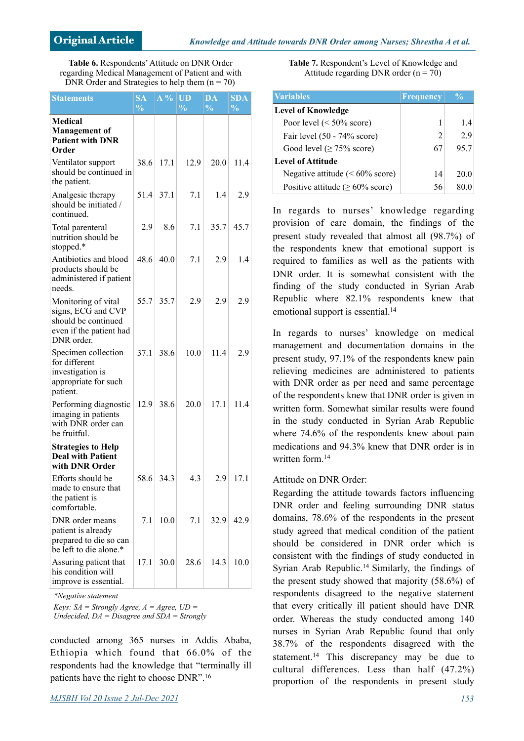**Table 6.** Respondents' Attitude on DNR Order regarding Medical Management of Patient and with DNR Order and Strategies to help them (n = 70)

| Statements | SA % | A % | UD % | DA % | SDA % |
|---|---|---|---|---|---|
| **Medical Management of Patient with DNR Order** | | | | | |
| Ventilator support should be continued in the patient. | 38.6 | 17.1 | 12.9 | 20.0 | 11.4 |
| Analgesic therapy should be initiated / continued. | 51.4 | 37.1 | 7.1 | 1.4 | 2.9 |
| Total parenteral nutrition should be stopped.* | 2.9 | 8.6 | 7.1 | 35.7 | 45.7 |
| Antibiotics and blood products should be administered if patient needs. | 48.6 | 40.0 | 7.1 | 2.9 | 1.4 |
| Monitoring of vital signs, ECG and CVP should be continued even if the patient had DNR order. | 55.7 | 35.7 | 2.9 | 2.9 | 2.9 |
| Specimen collection for different investigation is appropriate for such patient. | 37.1 | 38.6 | 10.0 | 11.4 | 2.9 |
| Performing diagnostic imaging in patients with DNR order can be fruitful. | 12.9 | 38.6 | 20.0 | 17.1 | 11.4 |
| **Strategies to Help Deal with Patient with DNR Order** | | | | | |
| Efforts should be made to ensure that the patient is comfortable. | 58.6 | 34.3 | 4.3 | 2.9 | 17.1 |
| DNR order means patient is already prepared to die so can be left to die alone.* | 7.1 | 10.0 | 7.1 | 32.9 | 42.9 |
| Assuring patient that his condition will improve is essential. | 17.1 | 30.0 | 28.6 | 14.3 | 10.0 |

*\*Negative statement*

*Keys: SA = Strongly Agree, A = Agree, UD = Undecided, DA = Disagree and SDA = Strongly*

conducted among 365 nurses in Addis Ababa, Ethiopia which found that 66.0% of the respondents had the knowledge that "terminally ill patients have the right to choose DNR".[16]

**Table 7.** Respondent's Level of Knowledge and Attitude regarding DNR order (n = 70)

| Variables | Frequency | % |
|---|---|---|
| **Level of Knowledge** | | |
| Poor level (< 50% score) | 1 | 1.4 |
| Fair level (50 - 74% score) | 2 | 2.9 |
| Good level (≥ 75% score) | 67 | 95.7 |
| **Level of Attitude** | | |
| Negative attitude (< 60% score) | 14 | 20.0 |
| Positive attitude (≥ 60% score) | 56 | 80.0 |

In regards to nurses' knowledge regarding provision of care domain, the findings of the present study revealed that almost all (98.7%) of the respondents knew that emotional support is required to families as well as the patients with DNR order. It is somewhat consistent with the finding of the study conducted in Syrian Arab Republic where 82.1% respondents knew that emotional support is essential.[14]

In regards to nurses' knowledge on medical management and documentation domains in the present study, 97.1% of the respondents knew pain relieving medicines are administered to patients with DNR order as per need and same percentage of the respondents knew that DNR order is given in written form. Somewhat similar results were found in the study conducted in Syrian Arab Republic where 74.6% of the respondents knew about pain medications and 94.3% knew that DNR order is in written form.[14]

Attitude on DNR Order:

Regarding the attitude towards factors influencing DNR order and feeling surrounding DNR status domains, 78.6% of the respondents in the present study agreed that medical condition of the patient should be considered in DNR order which is consistent with the findings of study conducted in Syrian Arab Republic.[14] Similarly, the findings of the present study showed that majority (58.6%) of respondents disagreed to the negative statement that every critically ill patient should have DNR order. Whereas the study conducted among 140 nurses in Syrian Arab Republic found that only 38.7% of the respondents disagreed with the statement.[14] This discrepancy may be due to cultural differences. Less than half (47.2%) proportion of the respondents in present study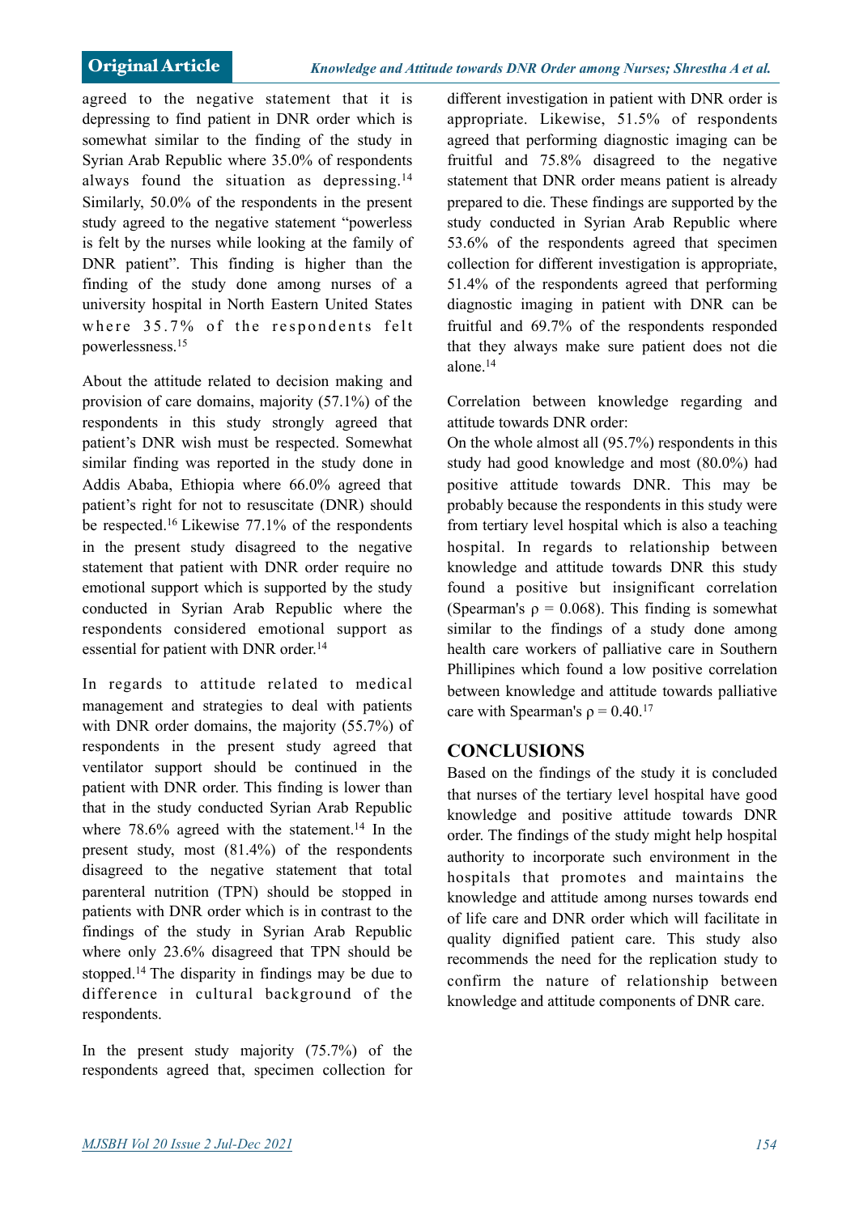agreed to the negative statement that it is depressing to find patient in DNR order which is somewhat similar to the finding of the study in Syrian Arab Republic where 35.0% of respondents always found the situation as depressing.[14] Similarly, 50.0% of the respondents in the present study agreed to the negative statement "powerless is felt by the nurses while looking at the family of DNR patient". This finding is higher than the finding of the study done among nurses of a university hospital in North Eastern United States where 35.7% of the respondents felt powerlessness.[15]

About the attitude related to decision making and provision of care domains, majority (57.1%) of the respondents in this study strongly agreed that patient's DNR wish must be respected. Somewhat similar finding was reported in the study done in Addis Ababa, Ethiopia where 66.0% agreed that patient's right for not to resuscitate (DNR) should be respected.[16] Likewise 77.1% of the respondents in the present study disagreed to the negative statement that patient with DNR order require no emotional support which is supported by the study conducted in Syrian Arab Republic where the respondents considered emotional support as essential for patient with DNR order.[14]

In regards to attitude related to medical management and strategies to deal with patients with DNR order domains, the majority (55.7%) of respondents in the present study agreed that ventilator support should be continued in the patient with DNR order. This finding is lower than that in the study conducted Syrian Arab Republic where 78.6% agreed with the statement.[14] In the present study, most (81.4%) of the respondents disagreed to the negative statement that total parenteral nutrition (TPN) should be stopped in patients with DNR order which is in contrast to the findings of the study in Syrian Arab Republic where only 23.6% disagreed that TPN should be stopped.[14] The disparity in findings may be due to difference in cultural background of the respondents.

In the present study majority (75.7%) of the respondents agreed that, specimen collection for different investigation in patient with DNR order is appropriate. Likewise, 51.5% of respondents agreed that performing diagnostic imaging can be fruitful and 75.8% disagreed to the negative statement that DNR order means patient is already prepared to die. These findings are supported by the study conducted in Syrian Arab Republic where 53.6% of the respondents agreed that specimen collection for different investigation is appropriate, 51.4% of the respondents agreed that performing diagnostic imaging in patient with DNR can be fruitful and 69.7% of the respondents responded that they always make sure patient does not die alone.[14]

Correlation between knowledge regarding and attitude towards DNR order:

On the whole almost all (95.7%) respondents in this study had good knowledge and most (80.0%) had positive attitude towards DNR. This may be probably because the respondents in this study were from tertiary level hospital which is also a teaching hospital. In regards to relationship between knowledge and attitude towards DNR this study found a positive but insignificant correlation (Spearman's $\rho = 0.068$). This finding is somewhat similar to the findings of a study done among health care workers of palliative care in Southern Phillipines which found a low positive correlation between knowledge and attitude towards palliative care with Spearman's $\rho = 0.40$.[17]

## CONCLUSIONS

Based on the findings of the study it is concluded that nurses of the tertiary level hospital have good knowledge and positive attitude towards DNR order. The findings of the study might help hospital authority to incorporate such environment in the hospitals that promotes and maintains the knowledge and attitude among nurses towards end of life care and DNR order which will facilitate in quality dignified patient care. This study also recommends the need for the replication study to confirm the nature of relationship between knowledge and attitude components of DNR care.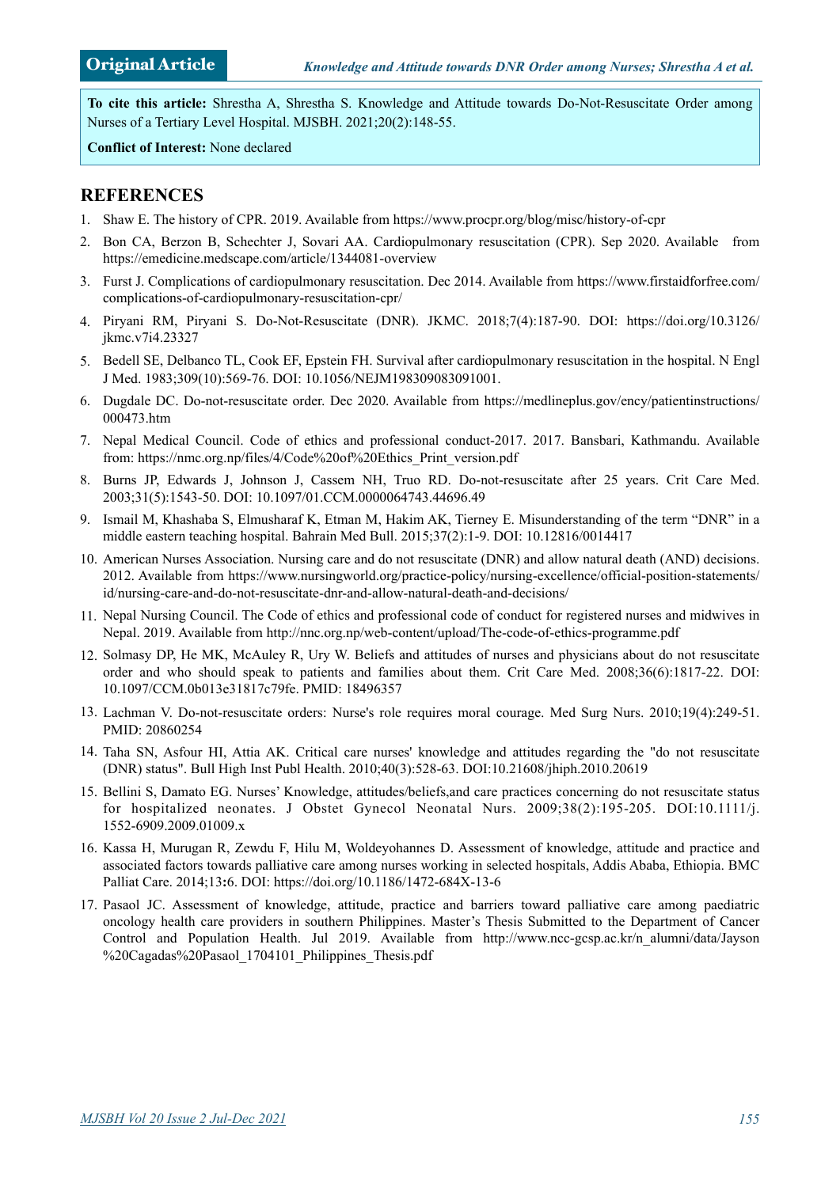**To cite this article:** Shrestha A, Shrestha S. Knowledge and Attitude towards Do-Not-Resuscitate Order among Nurses of a Tertiary Level Hospital. MJSBH. 2021;20(2):148-55.

**Conflict of Interest:** None declared

## REFERENCES

1. Shaw E. The history of CPR. 2019. Available from https://www.procpr.org/blog/misc/history-of-cpr
2. Bon CA, Berzon B, Schechter J, Sovari AA. Cardiopulmonary resuscitation (CPR). Sep 2020. Available from https://emedicine.medscape.com/article/1344081-overview
3. Furst J. Complications of cardiopulmonary resuscitation. Dec 2014. Available from https://www.firstaidforfree.com/complications-of-cardiopulmonary-resuscitation-cpr/
4. Piryani RM, Piryani S. Do-Not-Resuscitate (DNR). JKMC. 2018;7(4):187-90. DOI: https://doi.org/10.3126/jkmc.v7i4.23327
5. Bedell SE, Delbanco TL, Cook EF, Epstein FH. Survival after cardiopulmonary resuscitation in the hospital. N Engl J Med. 1983;309(10):569-76. DOI: 10.1056/NEJM198309083091001.
6. Dugdale DC. Do-not-resuscitate order. Dec 2020. Available from https://medlineplus.gov/ency/patientinstructions/000473.htm
7. Nepal Medical Council. Code of ethics and professional conduct-2017. 2017. Bansbari, Kathmandu. Available from: https://nmc.org.np/files/4/Code%20of%20Ethics_Print_version.pdf
8. Burns JP, Edwards J, Johnson J, Cassem NH, Truo RD. Do-not-resuscitate after 25 years. Crit Care Med. 2003;31(5):1543-50. DOI: 10.1097/01.CCM.0000064743.44696.49
9. Ismail M, Khashaba S, Elmusharaf K, Etman M, Hakim AK, Tierney E. Misunderstanding of the term "DNR" in a middle eastern teaching hospital. Bahrain Med Bull. 2015;37(2):1-9. DOI: 10.12816/0014417
10. American Nurses Association. Nursing care and do not resuscitate (DNR) and allow natural death (AND) decisions. 2012. Available from https://www.nursingworld.org/practice-policy/nursing-excellence/official-position-statements/id/nursing-care-and-do-not-resuscitate-dnr-and-allow-natural-death-and-decisions/
11. Nepal Nursing Council. The Code of ethics and professional code of conduct for registered nurses and midwives in Nepal. 2019. Available from http://nnc.org.np/web-content/upload/The-code-of-ethics-programme.pdf
12. Solmasy DP, He MK, McAuley R, Ury W. Beliefs and attitudes of nurses and physicians about do not resuscitate order and who should speak to patients and families about them. Crit Care Med. 2008;36(6):1817-22. DOI: 10.1097/CCM.0b013e31817c79fe. PMID: 18496357
13. Lachman V. Do-not-resuscitate orders: Nurse's role requires moral courage. Med Surg Nurs. 2010;19(4):249-51. PMID: 20860254
14. Taha SN, Asfour HI, Attia AK. Critical care nurses' knowledge and attitudes regarding the "do not resuscitate (DNR) status". Bull High Inst Publ Health. 2010;40(3):528-63. DOI:10.21608/jhiph.2010.20619
15. Bellini S, Damato EG. Nurses' Knowledge, attitudes/beliefs,and care practices concerning do not resuscitate status for hospitalized neonates. J Obstet Gynecol Neonatal Nurs. 2009;38(2):195-205. DOI:10.1111/j.1552-6909.2009.01009.x
16. Kassa H, Murugan R, Zewdu F, Hilu M, Woldeyohannes D. Assessment of knowledge, attitude and practice and associated factors towards palliative care among nurses working in selected hospitals, Addis Ababa, Ethiopia. BMC Palliat Care. 2014;13**:**6. DOI: https://doi.org/10.1186/1472-684X-13-6
17. Pasaol JC. Assessment of knowledge, attitude, practice and barriers toward palliative care among paediatric oncology health care providers in southern Philippines. Master's Thesis Submitted to the Department of Cancer Control and Population Health. Jul 2019. Available from http://www.ncc-gcsp.ac.kr/n_alumni/data/Jayson%20Cagadas%20Pasaol_1704101_Philippines_Thesis.pdf